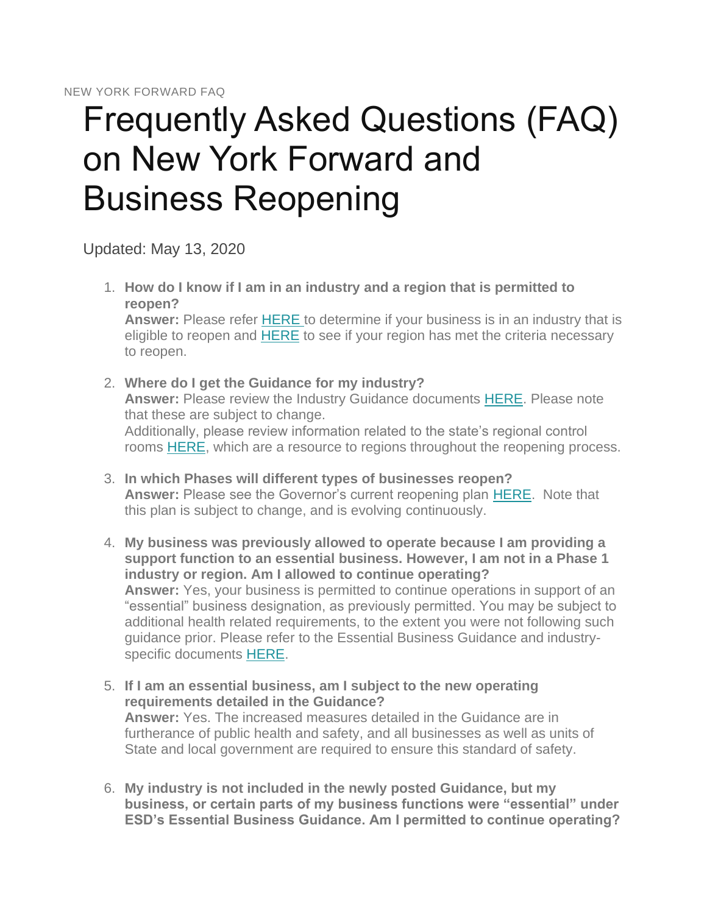NEW YORK FORWARD FAQ

# Frequently Asked Questions (FAQ) on New York Forward and Business Reopening

Updated: May 13, 2020

1. **How do I know if I am in an industry and a region that is permitted to reopen?**
   **Answer:** Please refer HERE to determine if your business is in an industry that is eligible to reopen and HERE to see if your region has met the criteria necessary to reopen.

2. **Where do I get the Guidance for my industry?**
   **Answer:** Please review the Industry Guidance documents HERE. Please note that these are subject to change.
   Additionally, please review information related to the state's regional control rooms HERE, which are a resource to regions throughout the reopening process.

3. **In which Phases will different types of businesses reopen?**
   **Answer:** Please see the Governor's current reopening plan HERE. Note that this plan is subject to change, and is evolving continuously.

4. **My business was previously allowed to operate because I am providing a support function to an essential business. However, I am not in a Phase 1 industry or region. Am I allowed to continue operating?**
   **Answer:** Yes, your business is permitted to continue operations in support of an "essential" business designation, as previously permitted. You may be subject to additional health related requirements, to the extent you were not following such guidance prior. Please refer to the Essential Business Guidance and industry-specific documents HERE.

5. **If I am an essential business, am I subject to the new operating requirements detailed in the Guidance?**
   **Answer:** Yes. The increased measures detailed in the Guidance are in furtherance of public health and safety, and all businesses as well as units of State and local government are required to ensure this standard of safety.

6. **My industry is not included in the newly posted Guidance, but my business, or certain parts of my business functions were "essential" under ESD's Essential Business Guidance. Am I permitted to continue operating?**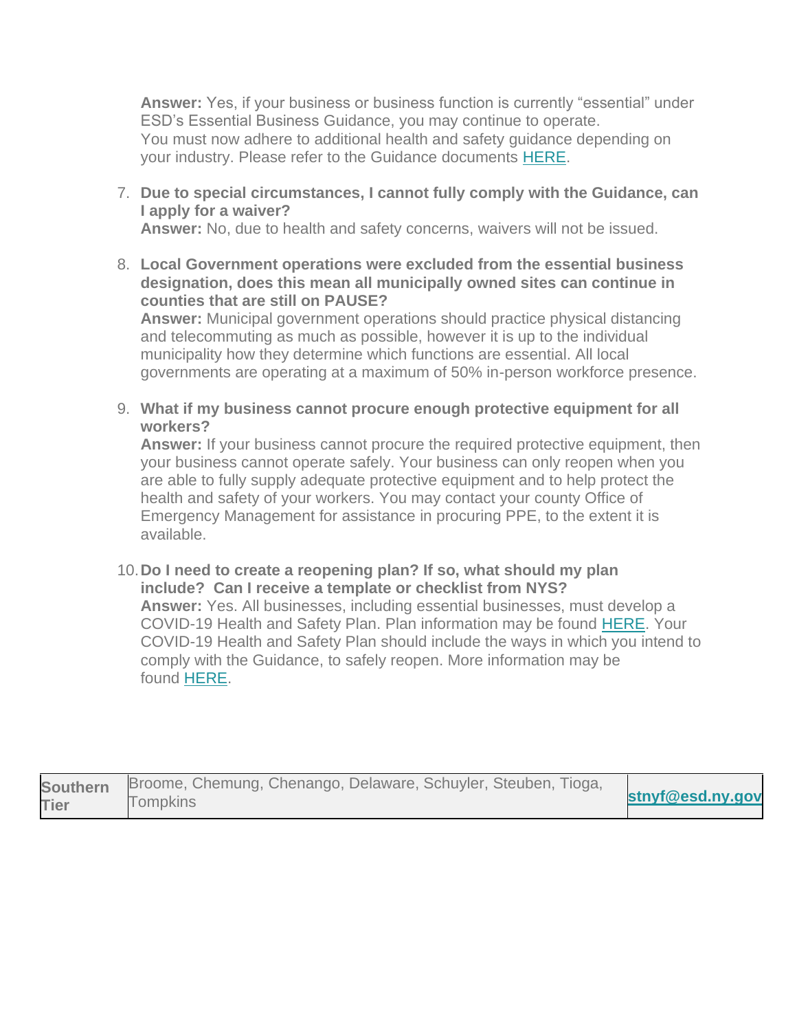**Answer:** Yes, if your business or business function is currently "essential" under ESD's Essential Business Guidance, you may continue to operate. You must now adhere to additional health and safety guidance depending on your industry. Please refer to the Guidance documents HERE.

7. **Due to special circumstances, I cannot fully comply with the Guidance, can I apply for a waiver?**
   **Answer:** No, due to health and safety concerns, waivers will not be issued.

8. **Local Government operations were excluded from the essential business designation, does this mean all municipally owned sites can continue in counties that are still on PAUSE?**
   **Answer:** Municipal government operations should practice physical distancing and telecommuting as much as possible, however it is up to the individual municipality how they determine which functions are essential. All local governments are operating at a maximum of 50% in-person workforce presence.

9. **What if my business cannot procure enough protective equipment for all workers?**
   **Answer:** If your business cannot procure the required protective equipment, then your business cannot operate safely. Your business can only reopen when you are able to fully supply adequate protective equipment and to help protect the health and safety of your workers. You may contact your county Office of Emergency Management for assistance in procuring PPE, to the extent it is available.

10. **Do I need to create a reopening plan? If so, what should my plan include? Can I receive a template or checklist from NYS?**
    **Answer:** Yes. All businesses, including essential businesses, must develop a COVID-19 Health and Safety Plan. Plan information may be found HERE. Your COVID-19 Health and Safety Plan should include the ways in which you intend to comply with the Guidance, to safely reopen. More information may be found HERE.

| | | |
|---|---|---|
| **Southern Tier** | Broome, Chemung, Chenango, Delaware, Schuyler, Steuben, Tioga, Tompkins | **stnyf@esd.ny.gov** |